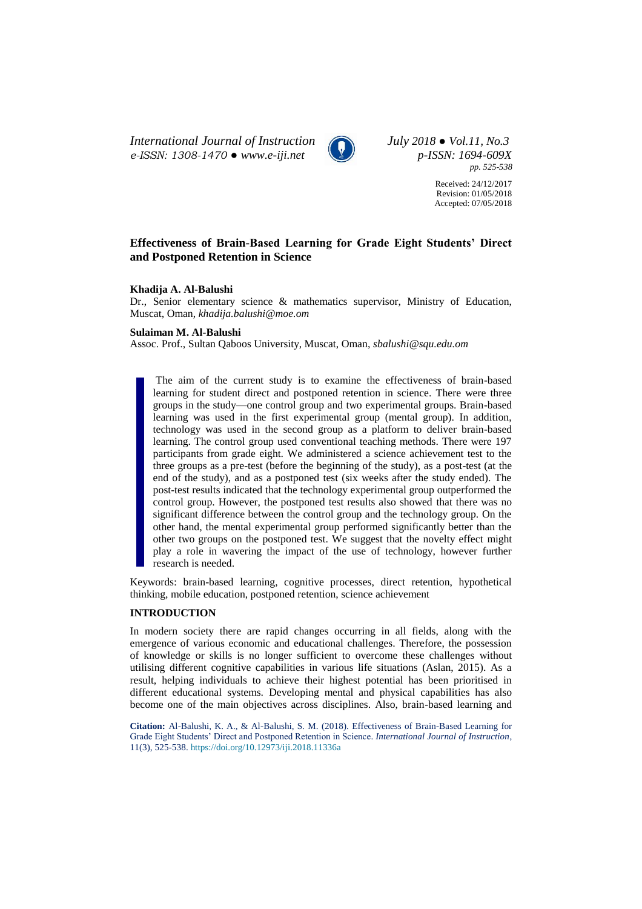Received: 24/12/2017
Revision: 01/05/2018
Accepted: 07/05/2018

# Effectiveness of Brain-Based Learning for Grade Eight Students' Direct and Postponed Retention in Science

**Khadija A. Al-Balushi**
Dr., Senior elementary science & mathematics supervisor, Ministry of Education, Muscat, Oman, *khadija.balushi@moe.om*

**Sulaiman M. Al-Balushi**
Assoc. Prof., Sultan Qaboos University, Muscat, Oman, *sbalushi@squ.edu.om*

The aim of the current study is to examine the effectiveness of brain-based learning for student direct and postponed retention in science. There were three groups in the study—one control group and two experimental groups. Brain-based learning was used in the first experimental group (mental group). In addition, technology was used in the second group as a platform to deliver brain-based learning. The control group used conventional teaching methods. There were 197 participants from grade eight. We administered a science achievement test to the three groups as a pre-test (before the beginning of the study), as a post-test (at the end of the study), and as a postponed test (six weeks after the study ended). The post-test results indicated that the technology experimental group outperformed the control group. However, the postponed test results also showed that there was no significant difference between the control group and the technology group. On the other hand, the mental experimental group performed significantly better than the other two groups on the postponed test. We suggest that the novelty effect might play a role in wavering the impact of the use of technology, however further research is needed.

Keywords: brain-based learning, cognitive processes, direct retention, hypothetical thinking, mobile education, postponed retention, science achievement

## INTRODUCTION

In modern society there are rapid changes occurring in all fields, along with the emergence of various economic and educational challenges. Therefore, the possession of knowledge or skills is no longer sufficient to overcome these challenges without utilising different cognitive capabilities in various life situations (Aslan, 2015). As a result, helping individuals to achieve their highest potential has been prioritised in different educational systems. Developing mental and physical capabilities has also become one of the main objectives across disciplines. Also, brain-based learning and

**Citation:** Al-Balushi, K. A., & Al-Balushi, S. M. (2018). Effectiveness of Brain-Based Learning for Grade Eight Students' Direct and Postponed Retention in Science. *International Journal of Instruction*, 11(3), 525-538. https://doi.org/10.12973/iji.2018.11336a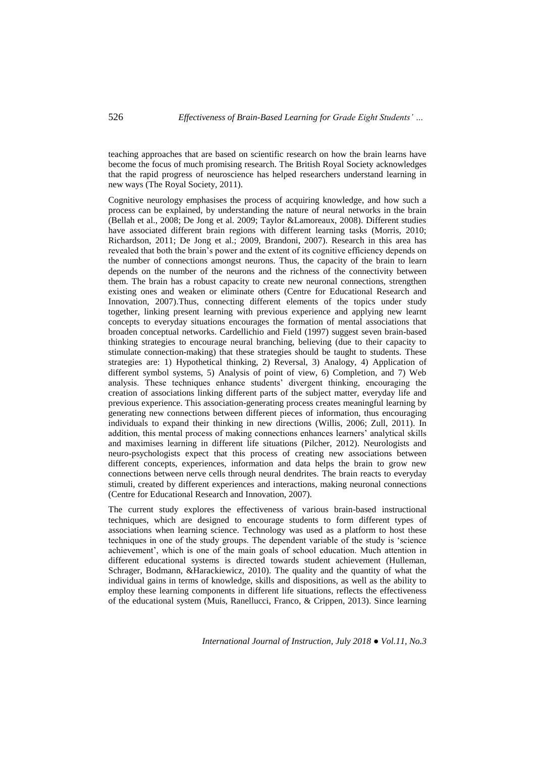teaching approaches that are based on scientific research on how the brain learns have become the focus of much promising research. The British Royal Society acknowledges that the rapid progress of neuroscience has helped researchers understand learning in new ways (The Royal Society, 2011).

Cognitive neurology emphasises the process of acquiring knowledge, and how such a process can be explained, by understanding the nature of neural networks in the brain (Bellah et al., 2008; De Jong et al. 2009; Taylor &Lamoreaux, 2008). Different studies have associated different brain regions with different learning tasks (Morris, 2010; Richardson, 2011; De Jong et al.; 2009, Brandoni, 2007). Research in this area has revealed that both the brain's power and the extent of its cognitive efficiency depends on the number of connections amongst neurons. Thus, the capacity of the brain to learn depends on the number of the neurons and the richness of the connectivity between them. The brain has a robust capacity to create new neuronal connections, strengthen existing ones and weaken or eliminate others (Centre for Educational Research and Innovation, 2007).Thus, connecting different elements of the topics under study together, linking present learning with previous experience and applying new learnt concepts to everyday situations encourages the formation of mental associations that broaden conceptual networks. Cardellichio and Field (1997) suggest seven brain-based thinking strategies to encourage neural branching, believing (due to their capacity to stimulate connection-making) that these strategies should be taught to students. These strategies are: 1) Hypothetical thinking, 2) Reversal, 3) Analogy, 4) Application of different symbol systems, 5) Analysis of point of view, 6) Completion, and 7) Web analysis. These techniques enhance students' divergent thinking, encouraging the creation of associations linking different parts of the subject matter, everyday life and previous experience. This association-generating process creates meaningful learning by generating new connections between different pieces of information, thus encouraging individuals to expand their thinking in new directions (Willis, 2006; Zull, 2011). In addition, this mental process of making connections enhances learners' analytical skills and maximises learning in different life situations (Pilcher, 2012). Neurologists and neuro-psychologists expect that this process of creating new associations between different concepts, experiences, information and data helps the brain to grow new connections between nerve cells through neural dendrites. The brain reacts to everyday stimuli, created by different experiences and interactions, making neuronal connections (Centre for Educational Research and Innovation, 2007).

The current study explores the effectiveness of various brain-based instructional techniques, which are designed to encourage students to form different types of associations when learning science. Technology was used as a platform to host these techniques in one of the study groups. The dependent variable of the study is 'science achievement', which is one of the main goals of school education. Much attention in different educational systems is directed towards student achievement (Hulleman, Schrager, Bodmann, &Harackiewicz, 2010). The quality and the quantity of what the individual gains in terms of knowledge, skills and dispositions, as well as the ability to employ these learning components in different life situations, reflects the effectiveness of the educational system (Muis, Ranellucci, Franco, & Crippen, 2013). Since learning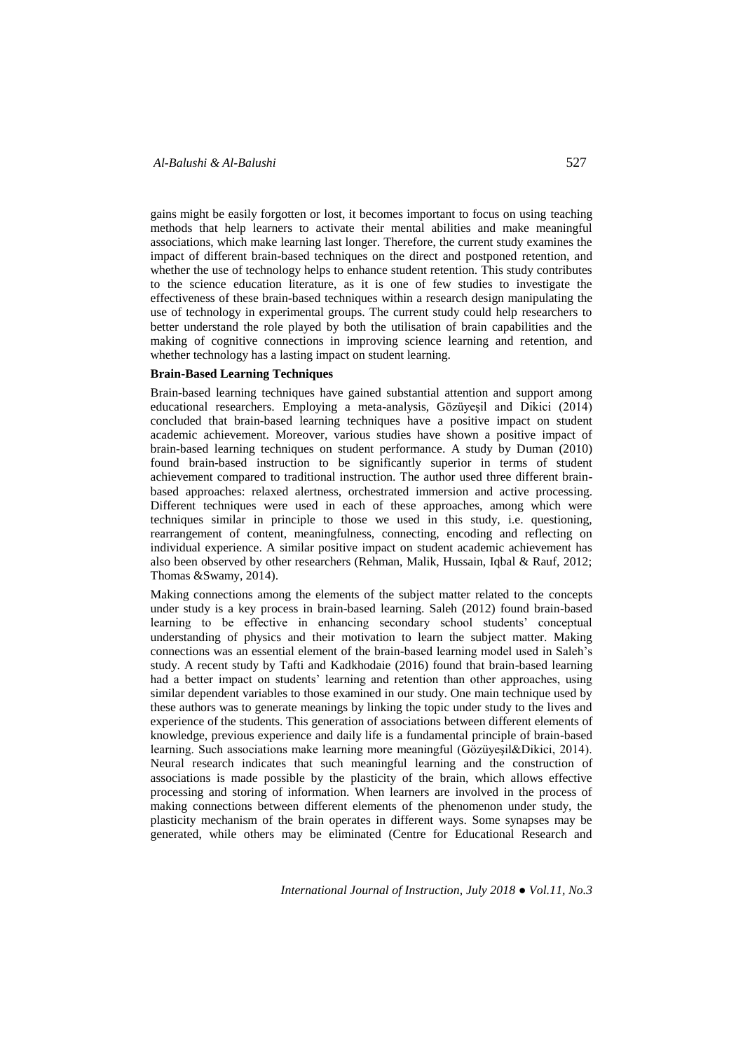gains might be easily forgotten or lost, it becomes important to focus on using teaching methods that help learners to activate their mental abilities and make meaningful associations, which make learning last longer. Therefore, the current study examines the impact of different brain-based techniques on the direct and postponed retention, and whether the use of technology helps to enhance student retention. This study contributes to the science education literature, as it is one of few studies to investigate the effectiveness of these brain-based techniques within a research design manipulating the use of technology in experimental groups. The current study could help researchers to better understand the role played by both the utilisation of brain capabilities and the making of cognitive connections in improving science learning and retention, and whether technology has a lasting impact on student learning.

## Brain-Based Learning Techniques

Brain-based learning techniques have gained substantial attention and support among educational researchers. Employing a meta-analysis, Gözüyeşil and Dikici (2014) concluded that brain-based learning techniques have a positive impact on student academic achievement. Moreover, various studies have shown a positive impact of brain-based learning techniques on student performance. A study by Duman (2010) found brain-based instruction to be significantly superior in terms of student achievement compared to traditional instruction. The author used three different brain-based approaches: relaxed alertness, orchestrated immersion and active processing. Different techniques were used in each of these approaches, among which were techniques similar in principle to those we used in this study, i.e. questioning, rearrangement of content, meaningfulness, connecting, encoding and reflecting on individual experience. A similar positive impact on student academic achievement has also been observed by other researchers (Rehman, Malik, Hussain, Iqbal & Rauf, 2012; Thomas &Swamy, 2014).

Making connections among the elements of the subject matter related to the concepts under study is a key process in brain-based learning. Saleh (2012) found brain-based learning to be effective in enhancing secondary school students' conceptual understanding of physics and their motivation to learn the subject matter. Making connections was an essential element of the brain-based learning model used in Saleh's study. A recent study by Tafti and Kadkhodaie (2016) found that brain-based learning had a better impact on students' learning and retention than other approaches, using similar dependent variables to those examined in our study. One main technique used by these authors was to generate meanings by linking the topic under study to the lives and experience of the students. This generation of associations between different elements of knowledge, previous experience and daily life is a fundamental principle of brain-based learning. Such associations make learning more meaningful (Gözüyeşil&Dikici, 2014). Neural research indicates that such meaningful learning and the construction of associations is made possible by the plasticity of the brain, which allows effective processing and storing of information. When learners are involved in the process of making connections between different elements of the phenomenon under study, the plasticity mechanism of the brain operates in different ways. Some synapses may be generated, while others may be eliminated (Centre for Educational Research and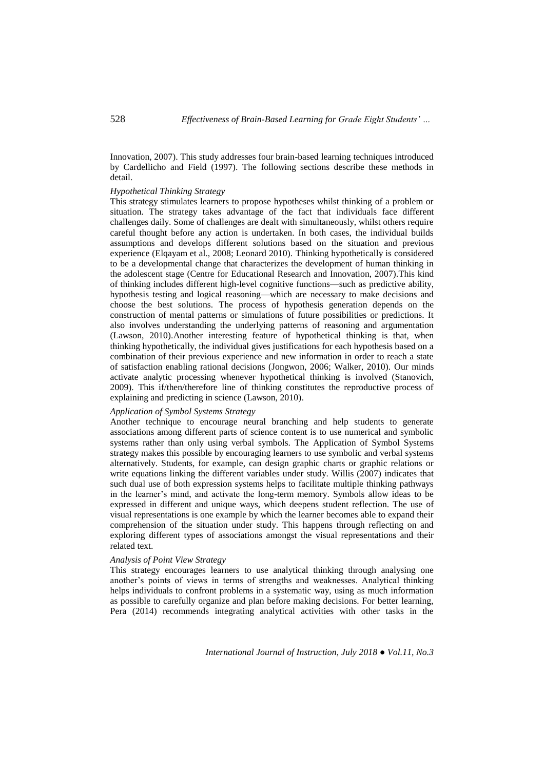Innovation, 2007). This study addresses four brain-based learning techniques introduced by Cardellicho and Field (1997). The following sections describe these methods in detail.

*Hypothetical Thinking Strategy*

This strategy stimulates learners to propose hypotheses whilst thinking of a problem or situation. The strategy takes advantage of the fact that individuals face different challenges daily. Some of challenges are dealt with simultaneously, whilst others require careful thought before any action is undertaken. In both cases, the individual builds assumptions and develops different solutions based on the situation and previous experience (Elqayam et al., 2008; Leonard 2010). Thinking hypothetically is considered to be a developmental change that characterizes the development of human thinking in the adolescent stage (Centre for Educational Research and Innovation, 2007).This kind of thinking includes different high-level cognitive functions—such as predictive ability, hypothesis testing and logical reasoning—which are necessary to make decisions and choose the best solutions. The process of hypothesis generation depends on the construction of mental patterns or simulations of future possibilities or predictions. It also involves understanding the underlying patterns of reasoning and argumentation (Lawson, 2010).Another interesting feature of hypothetical thinking is that, when thinking hypothetically, the individual gives justifications for each hypothesis based on a combination of their previous experience and new information in order to reach a state of satisfaction enabling rational decisions (Jongwon, 2006; Walker, 2010). Our minds activate analytic processing whenever hypothetical thinking is involved (Stanovich, 2009). This if/then/therefore line of thinking constitutes the reproductive process of explaining and predicting in science (Lawson, 2010).

*Application of Symbol Systems Strategy*

Another technique to encourage neural branching and help students to generate associations among different parts of science content is to use numerical and symbolic systems rather than only using verbal symbols. The Application of Symbol Systems strategy makes this possible by encouraging learners to use symbolic and verbal systems alternatively. Students, for example, can design graphic charts or graphic relations or write equations linking the different variables under study. Willis (2007) indicates that such dual use of both expression systems helps to facilitate multiple thinking pathways in the learner's mind, and activate the long-term memory. Symbols allow ideas to be expressed in different and unique ways, which deepens student reflection. The use of visual representations is one example by which the learner becomes able to expand their comprehension of the situation under study. This happens through reflecting on and exploring different types of associations amongst the visual representations and their related text.

*Analysis of Point View Strategy*

This strategy encourages learners to use analytical thinking through analysing one another's points of views in terms of strengths and weaknesses. Analytical thinking helps individuals to confront problems in a systematic way, using as much information as possible to carefully organize and plan before making decisions. For better learning, Pera (2014) recommends integrating analytical activities with other tasks in the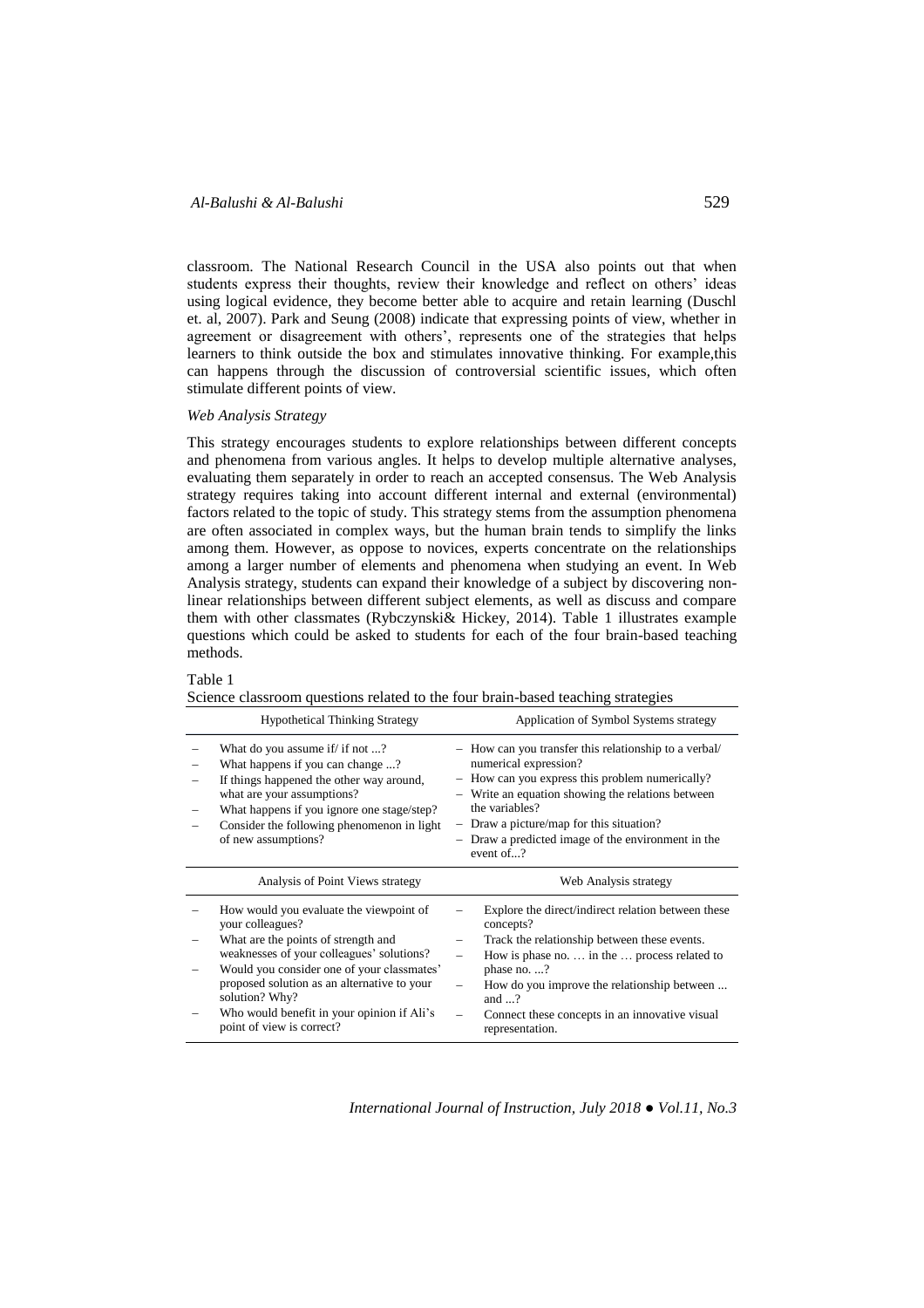classroom. The National Research Council in the USA also points out that when students express their thoughts, review their knowledge and reflect on others' ideas using logical evidence, they become better able to acquire and retain learning (Duschl et. al, 2007). Park and Seung (2008) indicate that expressing points of view, whether in agreement or disagreement with others', represents one of the strategies that helps learners to think outside the box and stimulates innovative thinking. For example,this can happens through the discussion of controversial scientific issues, which often stimulate different points of view.

*Web Analysis Strategy*

This strategy encourages students to explore relationships between different concepts and phenomena from various angles. It helps to develop multiple alternative analyses, evaluating them separately in order to reach an accepted consensus. The Web Analysis strategy requires taking into account different internal and external (environmental) factors related to the topic of study. This strategy stems from the assumption phenomena are often associated in complex ways, but the human brain tends to simplify the links among them. However, as oppose to novices, experts concentrate on the relationships among a larger number of elements and phenomena when studying an event. In Web Analysis strategy, students can expand their knowledge of a subject by discovering non-linear relationships between different subject elements, as well as discuss and compare them with other classmates (Rybczynski& Hickey, 2014). Table 1 illustrates example questions which could be asked to students for each of the four brain-based teaching methods.

Table 1
Science classroom questions related to the four brain-based teaching strategies

| Hypothetical Thinking Strategy | Application of Symbol Systems strategy |
|---|---|
| – What do you assume if/ if not ...?<br>– What happens if you can change ...?<br>– If things happened the other way around, what are your assumptions?<br>– What happens if you ignore one stage/step?<br>– Consider the following phenomenon in light of new assumptions? | – How can you transfer this relationship to a verbal/ numerical expression?<br>– How can you express this problem numerically?<br>– Write an equation showing the relations between the variables?<br>– Draw a picture/map for this situation?<br>– Draw a predicted image of the environment in the event of...? |
| **Analysis of Point Views strategy** | **Web Analysis strategy** |
| – How would you evaluate the viewpoint of your colleagues?<br>– What are the points of strength and weaknesses of your colleagues' solutions?<br>– Would you consider one of your classmates' proposed solution as an alternative to your solution? Why?<br>– Who would benefit in your opinion if Ali's point of view is correct? | – Explore the direct/indirect relation between these concepts?<br>– Track the relationship between these events.<br>– How is phase no. … in the … process related to phase no. ...?<br>– How do you improve the relationship between ... and ...?<br>– Connect these concepts in an innovative visual representation. |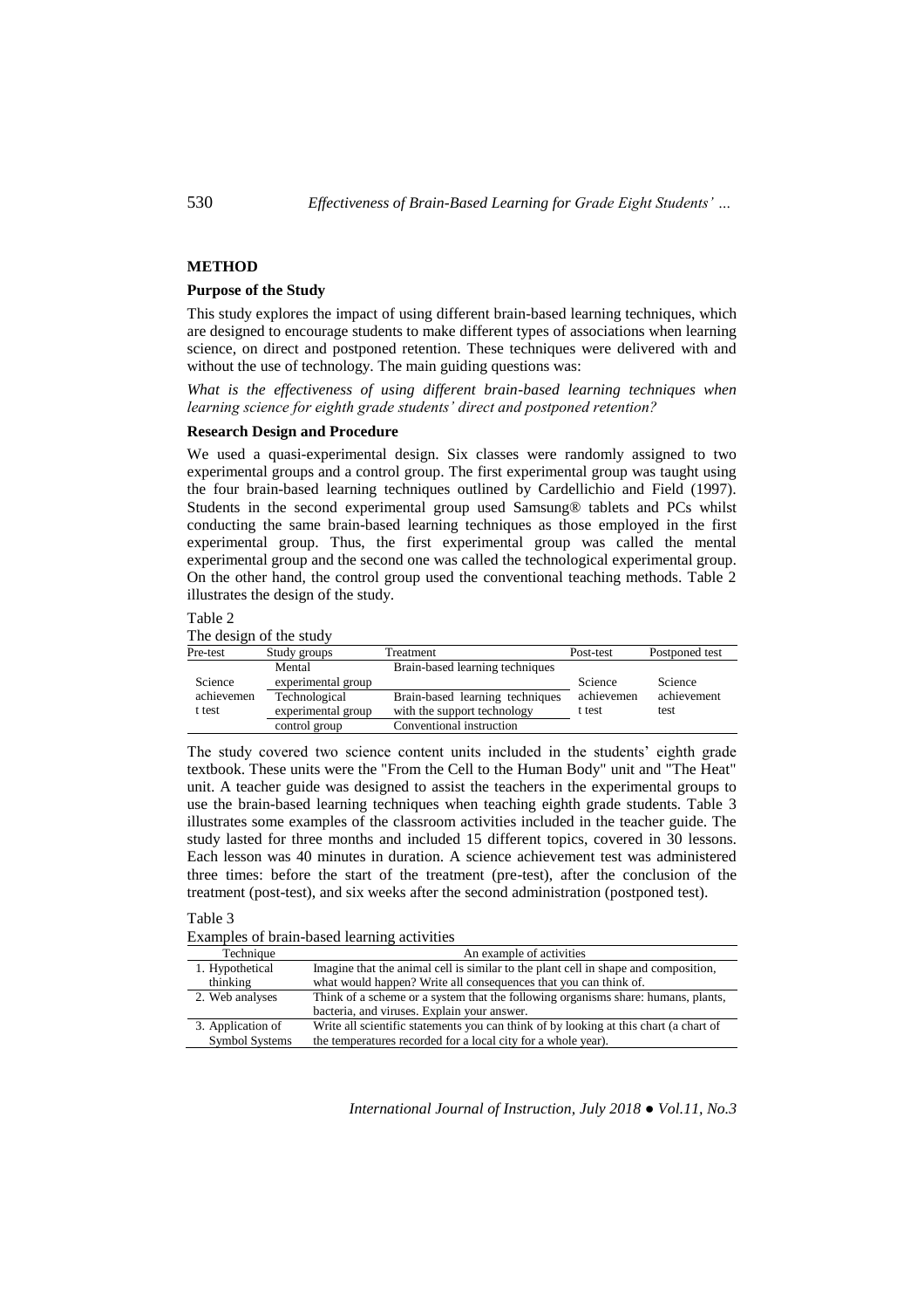## METHOD

### Purpose of the Study

This study explores the impact of using different brain-based learning techniques, which are designed to encourage students to make different types of associations when learning science, on direct and postponed retention. These techniques were delivered with and without the use of technology. The main guiding questions was:

*What is the effectiveness of using different brain-based learning techniques when learning science for eighth grade students' direct and postponed retention?*

### Research Design and Procedure

We used a quasi-experimental design. Six classes were randomly assigned to two experimental groups and a control group. The first experimental group was taught using the four brain-based learning techniques outlined by Cardellichio and Field (1997). Students in the second experimental group used Samsung® tablets and PCs whilst conducting the same brain-based learning techniques as those employed in the first experimental group. Thus, the first experimental group was called the mental experimental group and the second one was called the technological experimental group. On the other hand, the control group used the conventional teaching methods. Table 2 illustrates the design of the study.

Table 2
The design of the study

| Pre-test | Study groups | Treatment | Post-test | Postponed test |
|---|---|---|---|---|
| Science achievement test | Mental experimental group | Brain-based learning techniques | Science achievement test | Science achievement test |
| | Technological experimental group | Brain-based learning techniques with the support technology | | |
| | control group | Conventional instruction | | |

The study covered two science content units included in the students' eighth grade textbook. These units were the "From the Cell to the Human Body" unit and "The Heat" unit. A teacher guide was designed to assist the teachers in the experimental groups to use the brain-based learning techniques when teaching eighth grade students. Table 3 illustrates some examples of the classroom activities included in the teacher guide. The study lasted for three months and included 15 different topics, covered in 30 lessons. Each lesson was 40 minutes in duration. A science achievement test was administered three times: before the start of the treatment (pre-test), after the conclusion of the treatment (post-test), and six weeks after the second administration (postponed test).

Table 3
Examples of brain-based learning activities

| Technique | An example of activities |
|---|---|
| 1. Hypothetical thinking | Imagine that the animal cell is similar to the plant cell in shape and composition, what would happen? Write all consequences that you can think of. |
| 2. Web analyses | Think of a scheme or a system that the following organisms share: humans, plants, bacteria, and viruses. Explain your answer. |
| 3. Application of Symbol Systems | Write all scientific statements you can think of by looking at this chart (a chart of the temperatures recorded for a local city for a whole year). |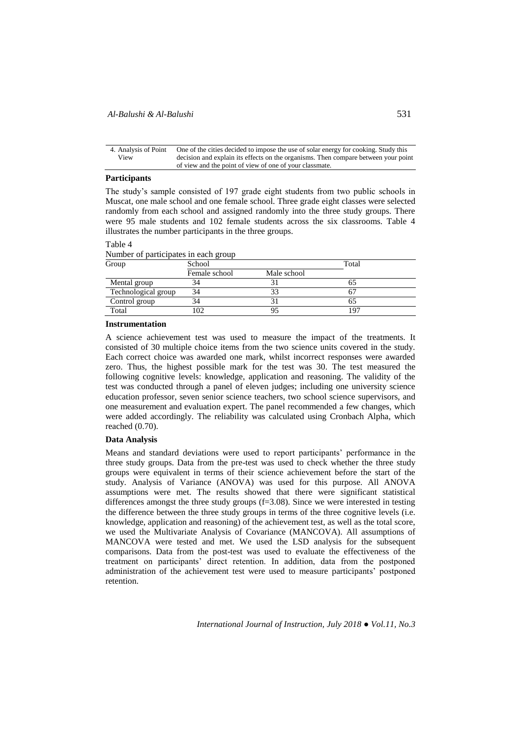| 4. Analysis of Point View | One of the cities decided to impose the use of solar energy for cooking. Study this decision and explain its effects on the organisms. Then compare between your point of view and the point of view of one of your classmate. |
|---|---|

### Participants

The study's sample consisted of 197 grade eight students from two public schools in Muscat, one male school and one female school. Three grade eight classes were selected randomly from each school and assigned randomly into the three study groups. There were 95 male students and 102 female students across the six classrooms. Table 4 illustrates the number participants in the three groups.

Table 4
Number of participates in each group

| Group | School | | Total |
|---|---|---|---|
| | Female school | Male school | |
| Mental group | 34 | 31 | 65 |
| Technological group | 34 | 33 | 67 |
| Control group | 34 | 31 | 65 |
| Total | 102 | 95 | 197 |

### Instrumentation

A science achievement test was used to measure the impact of the treatments. It consisted of 30 multiple choice items from the two science units covered in the study. Each correct choice was awarded one mark, whilst incorrect responses were awarded zero. Thus, the highest possible mark for the test was 30. The test measured the following cognitive levels: knowledge, application and reasoning. The validity of the test was conducted through a panel of eleven judges; including one university science education professor, seven senior science teachers, two school science supervisors, and one measurement and evaluation expert. The panel recommended a few changes, which were added accordingly. The reliability was calculated using Cronbach Alpha, which reached (0.70).

### Data Analysis

Means and standard deviations were used to report participants' performance in the three study groups. Data from the pre-test was used to check whether the three study groups were equivalent in terms of their science achievement before the start of the study. Analysis of Variance (ANOVA) was used for this purpose. All ANOVA assumptions were met. The results showed that there were significant statistical differences amongst the three study groups ($f=3.08$). Since we were interested in testing the difference between the three study groups in terms of the three cognitive levels (i.e. knowledge, application and reasoning) of the achievement test, as well as the total score, we used the Multivariate Analysis of Covariance (MANCOVA). All assumptions of MANCOVA were tested and met. We used the LSD analysis for the subsequent comparisons. Data from the post-test was used to evaluate the effectiveness of the treatment on participants' direct retention. In addition, data from the postponed administration of the achievement test were used to measure participants' postponed retention.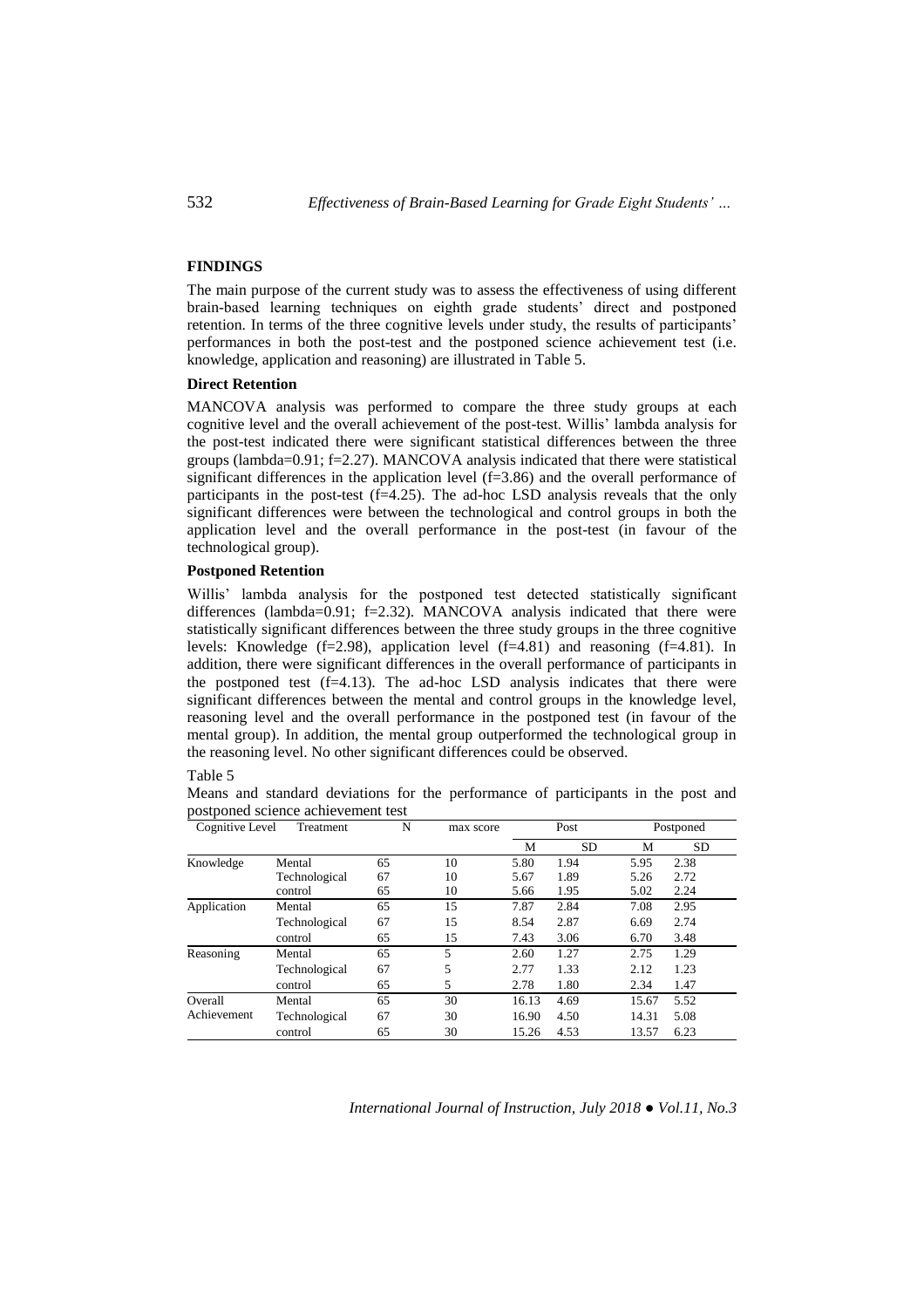## FINDINGS

The main purpose of the current study was to assess the effectiveness of using different brain-based learning techniques on eighth grade students' direct and postponed retention. In terms of the three cognitive levels under study, the results of participants' performances in both the post-test and the postponed science achievement test (i.e. knowledge, application and reasoning) are illustrated in Table 5.

### Direct Retention

MANCOVA analysis was performed to compare the three study groups at each cognitive level and the overall achievement of the post-test. Willis' lambda analysis for the post-test indicated there were significant statistical differences between the three groups (lambda=0.91; f=2.27). MANCOVA analysis indicated that there were statistical significant differences in the application level (f=3.86) and the overall performance of participants in the post-test (f=4.25). The ad-hoc LSD analysis reveals that the only significant differences were between the technological and control groups in both the application level and the overall performance in the post-test (in favour of the technological group).

### Postponed Retention

Willis' lambda analysis for the postponed test detected statistically significant differences (lambda=0.91; f=2.32). MANCOVA analysis indicated that there were statistically significant differences between the three study groups in the three cognitive levels: Knowledge (f=2.98), application level (f=4.81) and reasoning (f=4.81). In addition, there were significant differences in the overall performance of participants in the postponed test (f=4.13). The ad-hoc LSD analysis indicates that there were significant differences between the mental and control groups in the knowledge level, reasoning level and the overall performance in the postponed test (in favour of the mental group). In addition, the mental group outperformed the technological group in the reasoning level. No other significant differences could be observed.

Table 5

Means and standard deviations for the performance of participants in the post and postponed science achievement test

| Cognitive Level | Treatment | N | max score | Post | | Postponed | |
|---|---|---|---|---|---|---|---|
| | | | | M | SD | M | SD |
| Knowledge | Mental | 65 | 10 | 5.80 | 1.94 | 5.95 | 2.38 |
| | Technological | 67 | 10 | 5.67 | 1.89 | 5.26 | 2.72 |
| | control | 65 | 10 | 5.66 | 1.95 | 5.02 | 2.24 |
| Application | Mental | 65 | 15 | 7.87 | 2.84 | 7.08 | 2.95 |
| | Technological | 67 | 15 | 8.54 | 2.87 | 6.69 | 2.74 |
| | control | 65 | 15 | 7.43 | 3.06 | 6.70 | 3.48 |
| Reasoning | Mental | 65 | 5 | 2.60 | 1.27 | 2.75 | 1.29 |
| | Technological | 67 | 5 | 2.77 | 1.33 | 2.12 | 1.23 |
| | control | 65 | 5 | 2.78 | 1.80 | 2.34 | 1.47 |
| Overall Achievement | Mental | 65 | 30 | 16.13 | 4.69 | 15.67 | 5.52 |
| | Technological | 67 | 30 | 16.90 | 4.50 | 14.31 | 5.08 |
| | control | 65 | 30 | 15.26 | 4.53 | 13.57 | 6.23 |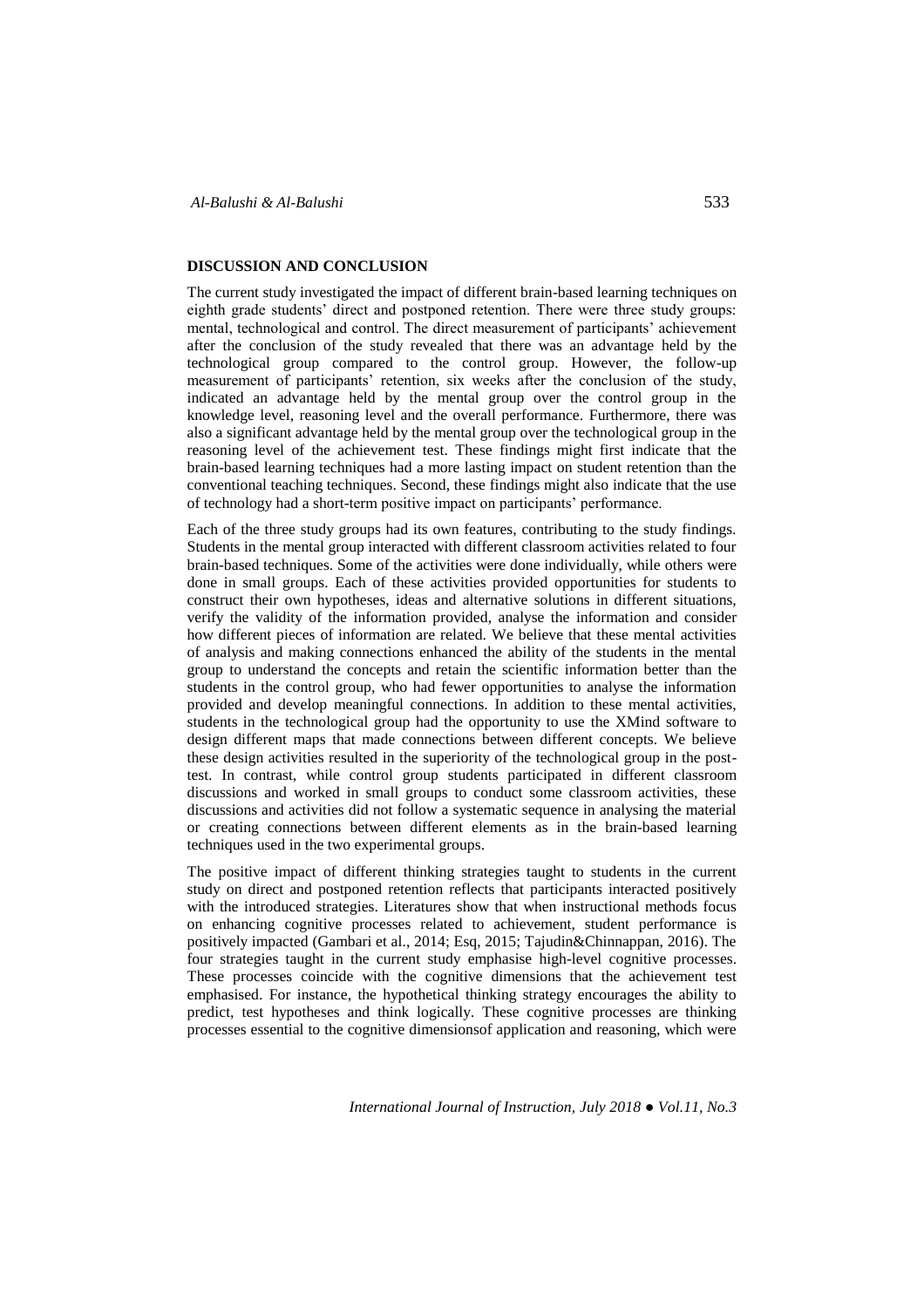## DISCUSSION AND CONCLUSION

The current study investigated the impact of different brain-based learning techniques on eighth grade students' direct and postponed retention. There were three study groups: mental, technological and control. The direct measurement of participants' achievement after the conclusion of the study revealed that there was an advantage held by the technological group compared to the control group. However, the follow-up measurement of participants' retention, six weeks after the conclusion of the study, indicated an advantage held by the mental group over the control group in the knowledge level, reasoning level and the overall performance. Furthermore, there was also a significant advantage held by the mental group over the technological group in the reasoning level of the achievement test. These findings might first indicate that the brain-based learning techniques had a more lasting impact on student retention than the conventional teaching techniques. Second, these findings might also indicate that the use of technology had a short-term positive impact on participants' performance.

Each of the three study groups had its own features, contributing to the study findings. Students in the mental group interacted with different classroom activities related to four brain-based techniques. Some of the activities were done individually, while others were done in small groups. Each of these activities provided opportunities for students to construct their own hypotheses, ideas and alternative solutions in different situations, verify the validity of the information provided, analyse the information and consider how different pieces of information are related. We believe that these mental activities of analysis and making connections enhanced the ability of the students in the mental group to understand the concepts and retain the scientific information better than the students in the control group, who had fewer opportunities to analyse the information provided and develop meaningful connections. In addition to these mental activities, students in the technological group had the opportunity to use the XMind software to design different maps that made connections between different concepts. We believe these design activities resulted in the superiority of the technological group in the post-test. In contrast, while control group students participated in different classroom discussions and worked in small groups to conduct some classroom activities, these discussions and activities did not follow a systematic sequence in analysing the material or creating connections between different elements as in the brain-based learning techniques used in the two experimental groups.

The positive impact of different thinking strategies taught to students in the current study on direct and postponed retention reflects that participants interacted positively with the introduced strategies. Literatures show that when instructional methods focus on enhancing cognitive processes related to achievement, student performance is positively impacted (Gambari et al., 2014; Esq, 2015; Tajudin&Chinnappan, 2016). The four strategies taught in the current study emphasise high-level cognitive processes. These processes coincide with the cognitive dimensions that the achievement test emphasised. For instance, the hypothetical thinking strategy encourages the ability to predict, test hypotheses and think logically. These cognitive processes are thinking processes essential to the cognitive dimensionsof application and reasoning, which were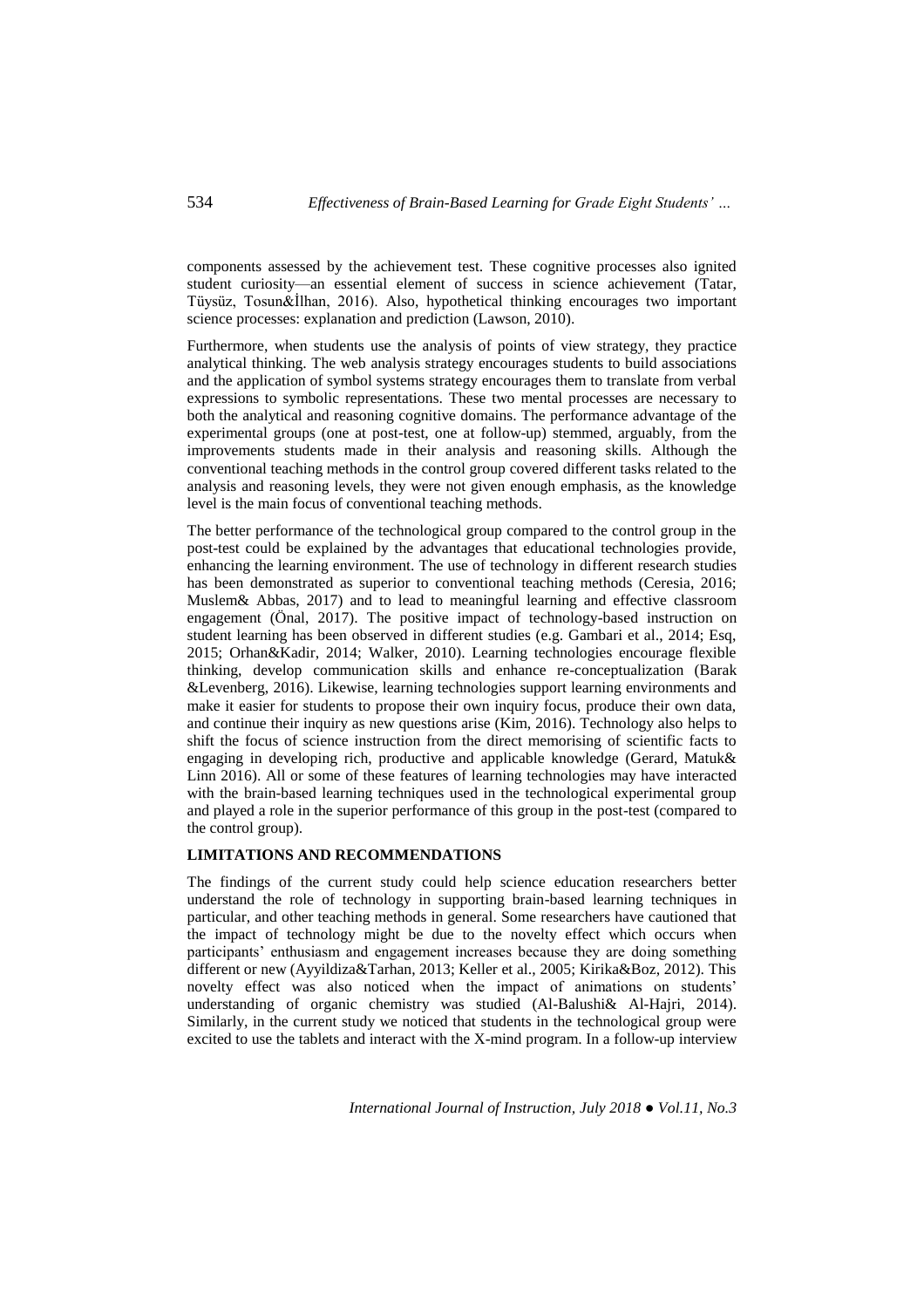components assessed by the achievement test. These cognitive processes also ignited student curiosity—an essential element of success in science achievement (Tatar, Tüysüz, Tosun&İlhan, 2016). Also, hypothetical thinking encourages two important science processes: explanation and prediction (Lawson, 2010).

Furthermore, when students use the analysis of points of view strategy, they practice analytical thinking. The web analysis strategy encourages students to build associations and the application of symbol systems strategy encourages them to translate from verbal expressions to symbolic representations. These two mental processes are necessary to both the analytical and reasoning cognitive domains. The performance advantage of the experimental groups (one at post-test, one at follow-up) stemmed, arguably, from the improvements students made in their analysis and reasoning skills. Although the conventional teaching methods in the control group covered different tasks related to the analysis and reasoning levels, they were not given enough emphasis, as the knowledge level is the main focus of conventional teaching methods.

The better performance of the technological group compared to the control group in the post-test could be explained by the advantages that educational technologies provide, enhancing the learning environment. The use of technology in different research studies has been demonstrated as superior to conventional teaching methods (Ceresia, 2016; Muslem& Abbas, 2017) and to lead to meaningful learning and effective classroom engagement (Önal, 2017). The positive impact of technology-based instruction on student learning has been observed in different studies (e.g. Gambari et al., 2014; Esq, 2015; Orhan&Kadir, 2014; Walker, 2010). Learning technologies encourage flexible thinking, develop communication skills and enhance re-conceptualization (Barak &Levenberg, 2016). Likewise, learning technologies support learning environments and make it easier for students to propose their own inquiry focus, produce their own data, and continue their inquiry as new questions arise (Kim, 2016). Technology also helps to shift the focus of science instruction from the direct memorising of scientific facts to engaging in developing rich, productive and applicable knowledge (Gerard, Matuk& Linn 2016). All or some of these features of learning technologies may have interacted with the brain-based learning techniques used in the technological experimental group and played a role in the superior performance of this group in the post-test (compared to the control group).

## LIMITATIONS AND RECOMMENDATIONS

The findings of the current study could help science education researchers better understand the role of technology in supporting brain-based learning techniques in particular, and other teaching methods in general. Some researchers have cautioned that the impact of technology might be due to the novelty effect which occurs when participants' enthusiasm and engagement increases because they are doing something different or new (Ayyildiza&Tarhan, 2013; Keller et al., 2005; Kirika&Boz, 2012). This novelty effect was also noticed when the impact of animations on students' understanding of organic chemistry was studied (Al-Balushi& Al-Hajri, 2014). Similarly, in the current study we noticed that students in the technological group were excited to use the tablets and interact with the X-mind program. In a follow-up interview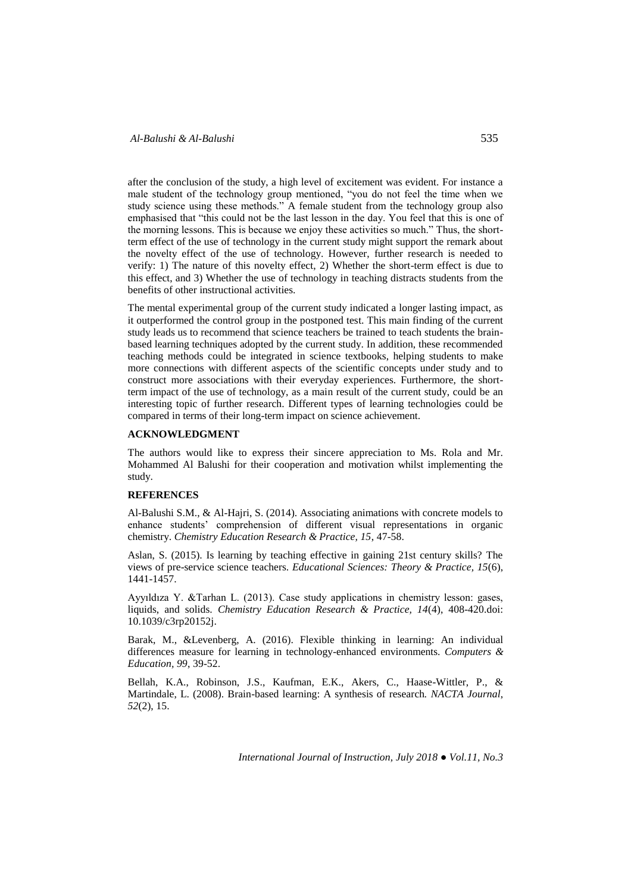after the conclusion of the study, a high level of excitement was evident. For instance a male student of the technology group mentioned, "you do not feel the time when we study science using these methods." A female student from the technology group also emphasised that "this could not be the last lesson in the day. You feel that this is one of the morning lessons. This is because we enjoy these activities so much." Thus, the short-term effect of the use of technology in the current study might support the remark about the novelty effect of the use of technology. However, further research is needed to verify: 1) The nature of this novelty effect, 2) Whether the short-term effect is due to this effect, and 3) Whether the use of technology in teaching distracts students from the benefits of other instructional activities.

The mental experimental group of the current study indicated a longer lasting impact, as it outperformed the control group in the postponed test. This main finding of the current study leads us to recommend that science teachers be trained to teach students the brain-based learning techniques adopted by the current study. In addition, these recommended teaching methods could be integrated in science textbooks, helping students to make more connections with different aspects of the scientific concepts under study and to construct more associations with their everyday experiences. Furthermore, the short-term impact of the use of technology, as a main result of the current study, could be an interesting topic of further research. Different types of learning technologies could be compared in terms of their long-term impact on science achievement.

## ACKNOWLEDGMENT

The authors would like to express their sincere appreciation to Ms. Rola and Mr. Mohammed Al Balushi for their cooperation and motivation whilst implementing the study.

## REFERENCES

Al-Balushi S.M., & Al-Hajri, S. (2014). Associating animations with concrete models to enhance students' comprehension of different visual representations in organic chemistry. *Chemistry Education Research & Practice, 15*, 47-58.

Aslan, S. (2015). Is learning by teaching effective in gaining 21st century skills? The views of pre-service science teachers. *Educational Sciences: Theory & Practice, 15*(6), 1441-1457.

Ayyıldıza Y. &Tarhan L. (2013). Case study applications in chemistry lesson: gases, liquids, and solids. *Chemistry Education Research & Practice, 14*(4), 408-420.doi: 10.1039/c3rp20152j.

Barak, M., &Levenberg, A. (2016). Flexible thinking in learning: An individual differences measure for learning in technology-enhanced environments. *Computers & Education*, *99*, 39-52.

Bellah, K.A., Robinson, J.S., Kaufman, E.K., Akers, C., Haase-Wittler, P., & Martindale, L. (2008). Brain-based learning: A synthesis of research. *NACTA Journal*, *52*(2), 15.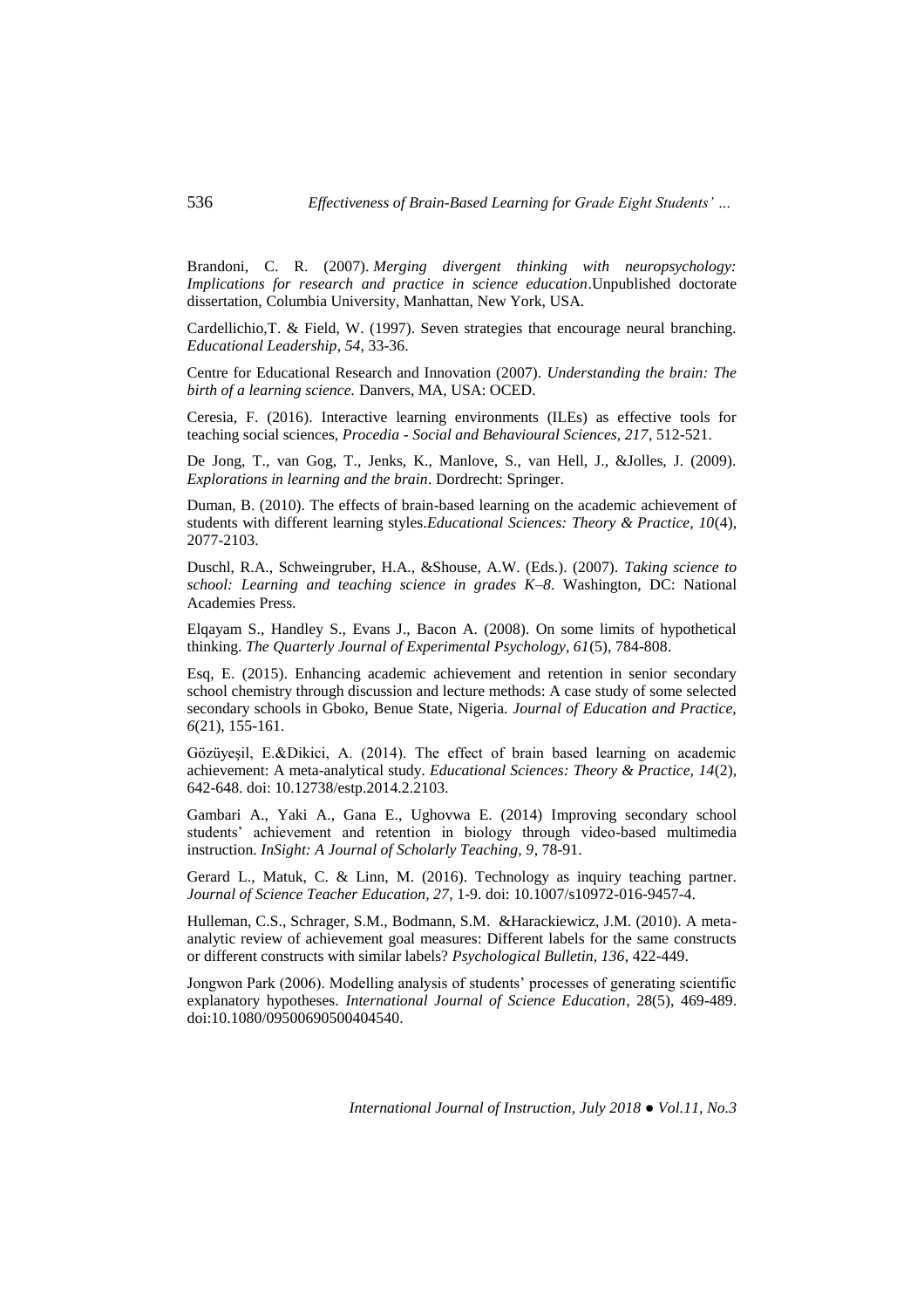Brandoni, C. R. (2007). *Merging divergent thinking with neuropsychology: Implications for research and practice in science education*.Unpublished doctorate dissertation, Columbia University, Manhattan, New York, USA.

Cardellichio,T. & Field, W. (1997). Seven strategies that encourage neural branching. *Educational Leadership*, *54*, 33-36.

Centre for Educational Research and Innovation (2007). *Understanding the brain: The birth of a learning science.* Danvers, MA, USA: OCED.

Ceresia, F. (2016). Interactive learning environments (ILEs) as effective tools for teaching social sciences, *Procedia - Social and Behavioural Sciences, 217*, 512-521.

De Jong, T., van Gog, T., Jenks, K., Manlove, S., van Hell, J., &Jolles, J. (2009). *Explorations in learning and the brain*. Dordrecht: Springer.

Duman, B. (2010). The effects of brain-based learning on the academic achievement of students with different learning styles.*Educational Sciences: Theory & Practice, 10*(4), 2077-2103.

Duschl, R.A., Schweingruber, H.A., &Shouse, A.W. (Eds.). (2007). *Taking science to school: Learning and teaching science in grades K–8*. Washington, DC: National Academies Press.

Elqayam S., Handley S., Evans J., Bacon A. (2008). On some limits of hypothetical thinking. *The Quarterly Journal of Experimental Psychology, 61*(5), 784-808.

Esq, E. (2015). Enhancing academic achievement and retention in senior secondary school chemistry through discussion and lecture methods: A case study of some selected secondary schools in Gboko, Benue State, Nigeria. *Journal of Education and Practice, 6*(21), 155-161.

Gözüyeşil, E.&Dikici, A. (2014). The effect of brain based learning on academic achievement: A meta-analytical study. *Educational Sciences: Theory & Practice, 14*(2), 642-648. doi: 10.12738/estp.2014.2.2103.

Gambari A., Yaki A., Gana E., Ughovwa E. (2014) Improving secondary school students' achievement and retention in biology through video-based multimedia instruction. *InSight: A Journal of Scholarly Teaching, 9*, 78-91.

Gerard L., Matuk, C. & Linn, M. (2016). Technology as inquiry teaching partner. *Journal of Science Teacher Education, 27*, 1-9. doi: 10.1007/s10972-016-9457-4.

Hulleman, C.S., Schrager, S.M., Bodmann, S.M. &Harackiewicz, J.M. (2010). A meta-analytic review of achievement goal measures: Different labels for the same constructs or different constructs with similar labels? *Psychological Bulletin, 136*, 422-449.

Jongwon Park (2006). Modelling analysis of students' processes of generating scientific explanatory hypotheses. *International Journal of Science Education*, 28(5), 469-489. doi:10.1080/09500690500404540.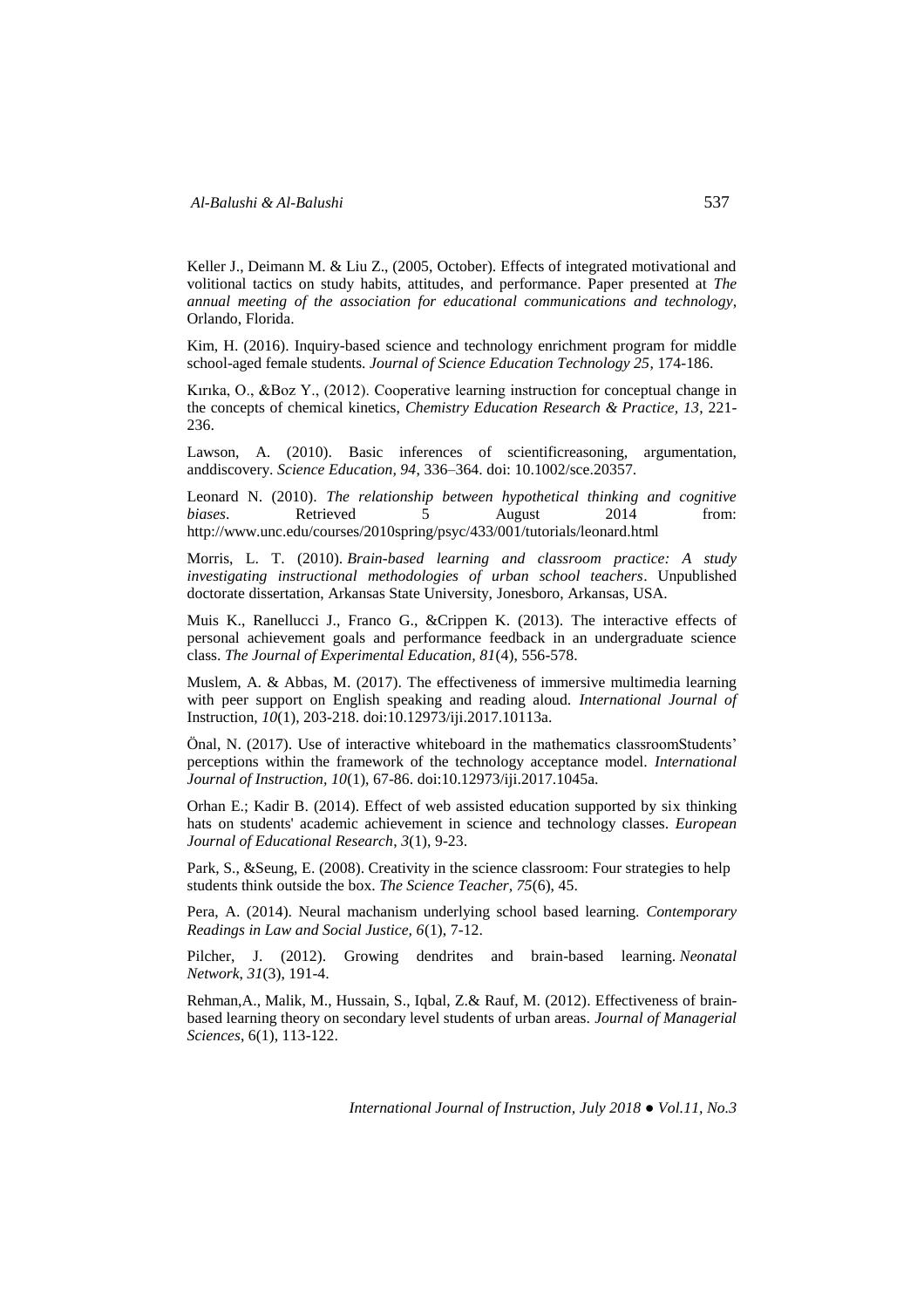Keller J., Deimann M. & Liu Z., (2005, October). Effects of integrated motivational and volitional tactics on study habits, attitudes, and performance. Paper presented at *The annual meeting of the association for educational communications and technology*, Orlando, Florida.

Kim, H. (2016). Inquiry-based science and technology enrichment program for middle school-aged female students. *Journal of Science Education Technology 25*, 174-186.

Kırıka, O., &Boz Y., (2012). Cooperative learning instruction for conceptual change in the concepts of chemical kinetics, *Chemistry Education Research & Practice, 13*, 221-236.

Lawson, A. (2010). Basic inferences of scientificreasoning, argumentation, anddiscovery. *Science Education, 94*, 336–364. doi: 10.1002/sce.20357.

Leonard N. (2010). *The relationship between hypothetical thinking and cognitive biases*. Retrieved 5 August 2014 from: http://www.unc.edu/courses/2010spring/psyc/433/001/tutorials/leonard.html

Morris, L. T. (2010). *Brain-based learning and classroom practice: A study investigating instructional methodologies of urban school teachers*. Unpublished doctorate dissertation, Arkansas State University, Jonesboro, Arkansas, USA.

Muis K., Ranellucci J., Franco G., &Crippen K. (2013). The interactive effects of personal achievement goals and performance feedback in an undergraduate science class. *The Journal of Experimental Education, 81*(4), 556-578.

Muslem, A. & Abbas, M. (2017). The effectiveness of immersive multimedia learning with peer support on English speaking and reading aloud. *International Journal of* Instruction, *10*(1), 203-218. doi:10.12973/iji.2017.10113a.

Önal, N. (2017). Use of interactive whiteboard in the mathematics classroomStudents' perceptions within the framework of the technology acceptance model. *International Journal of Instruction, 10*(1), 67-86. doi:10.12973/iji.2017.1045a.

Orhan E.; Kadir B. (2014). Effect of web assisted education supported by six thinking hats on students' academic achievement in science and technology classes. *European Journal of Educational Research*, *3*(1), 9-23.

Park, S., &Seung, E. (2008). Creativity in the science classroom: Four strategies to help students think outside the box. *The Science Teacher*, *75*(6), 45.

Pera, A. (2014). Neural machanism underlying school based learning. *Contemporary Readings in Law and Social Justice, 6*(1), 7-12.

Pilcher, J. (2012). Growing dendrites and brain-based learning. *Neonatal Network*, *31*(3), 191-4.

Rehman,A., Malik, M., Hussain, S., Iqbal, Z.& Rauf, M. (2012). Effectiveness of brain-based learning theory on secondary level students of urban areas. *Journal of Managerial Sciences*, 6(1), 113-122.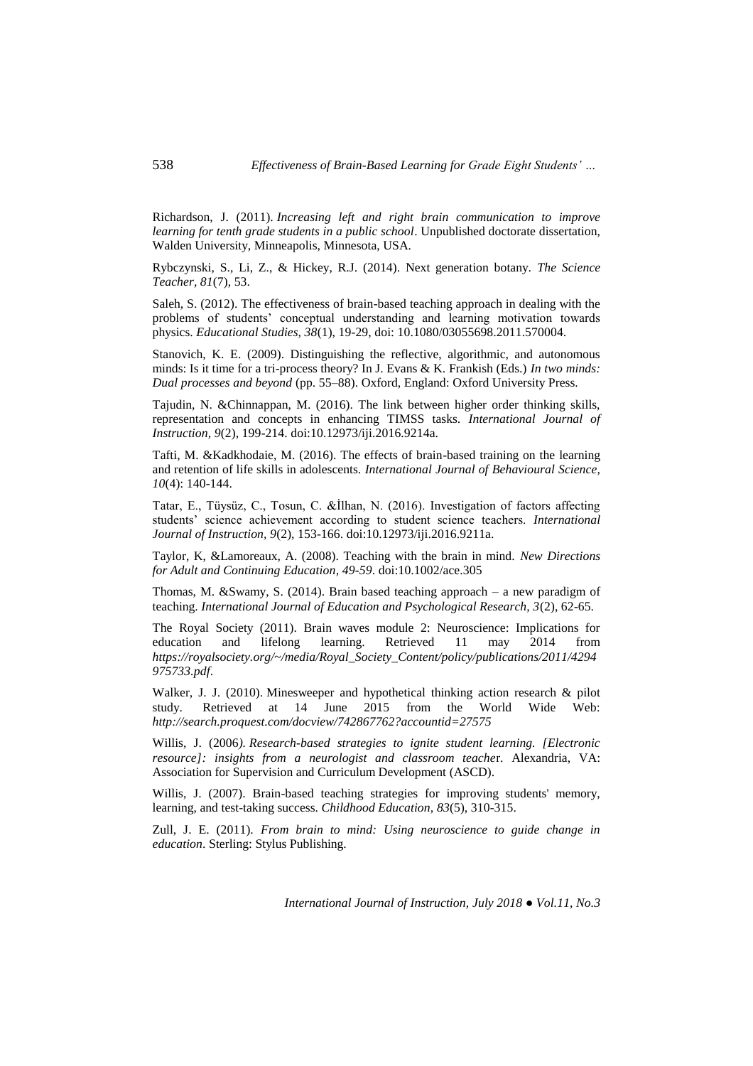Richardson, J. (2011). *Increasing left and right brain communication to improve learning for tenth grade students in a public school*. Unpublished doctorate dissertation, Walden University, Minneapolis, Minnesota, USA.

Rybczynski, S., Li, Z., & Hickey, R.J. (2014). Next generation botany. *The Science Teacher*, *81*(7), 53.

Saleh, S. (2012). The effectiveness of brain-based teaching approach in dealing with the problems of students' conceptual understanding and learning motivation towards physics. *Educational Studies, 38*(1), 19-29, doi: 10.1080/03055698.2011.570004.

Stanovich, K. E. (2009). Distinguishing the reflective, algorithmic, and autonomous minds: Is it time for a tri-process theory? In J. Evans & K. Frankish (Eds.) *In two minds: Dual processes and beyond* (pp. 55–88). Oxford, England: Oxford University Press.

Tajudin, N. &Chinnappan, M. (2016). The link between higher order thinking skills, representation and concepts in enhancing TIMSS tasks. *International Journal of Instruction, 9*(2), 199-214. doi:10.12973/iji.2016.9214a.

Tafti, M. &Kadkhodaie, M. (2016). The effects of brain-based training on the learning and retention of life skills in adolescents. *International Journal of Behavioural Science, 10*(4): 140-144.

Tatar, E., Tüysüz, C., Tosun, C. &İlhan, N. (2016). Investigation of factors affecting students' science achievement according to student science teachers. *International Journal of Instruction, 9*(2), 153-166. doi:10.12973/iji.2016.9211a.

Taylor, K, &Lamoreaux, A. (2008). Teaching with the brain in mind. *New Directions for Adult and Continuing Education, 49-59*. doi:10.1002/ace.305

Thomas, M. &Swamy, S. (2014). Brain based teaching approach – a new paradigm of teaching. *International Journal of Education and Psychological Research, 3*(2), 62-65.

The Royal Society (2011). Brain waves module 2: Neuroscience: Implications for education and lifelong learning. Retrieved 11 may 2014 from *https://royalsociety.org/~/media/Royal_Society_Content/policy/publications/2011/4294975733.pdf*.

Walker, J. J. (2010). Minesweeper and hypothetical thinking action research & pilot study. Retrieved at 14 June 2015 from the World Wide Web: *http://search.proquest.com/docview/742867762?accountid=27575*

Willis, J. (2006*). Research-based strategies to ignite student learning. [Electronic resource]: insights from a neurologist and classroom teache*r. Alexandria, VA: Association for Supervision and Curriculum Development (ASCD).

Willis, J. (2007). Brain-based teaching strategies for improving students' memory, learning, and test-taking success. *Childhood Education, 83*(5), 310-315.

Zull, J. E. (2011). *From brain to mind: Using neuroscience to guide change in education*. Sterling: Stylus Publishing.